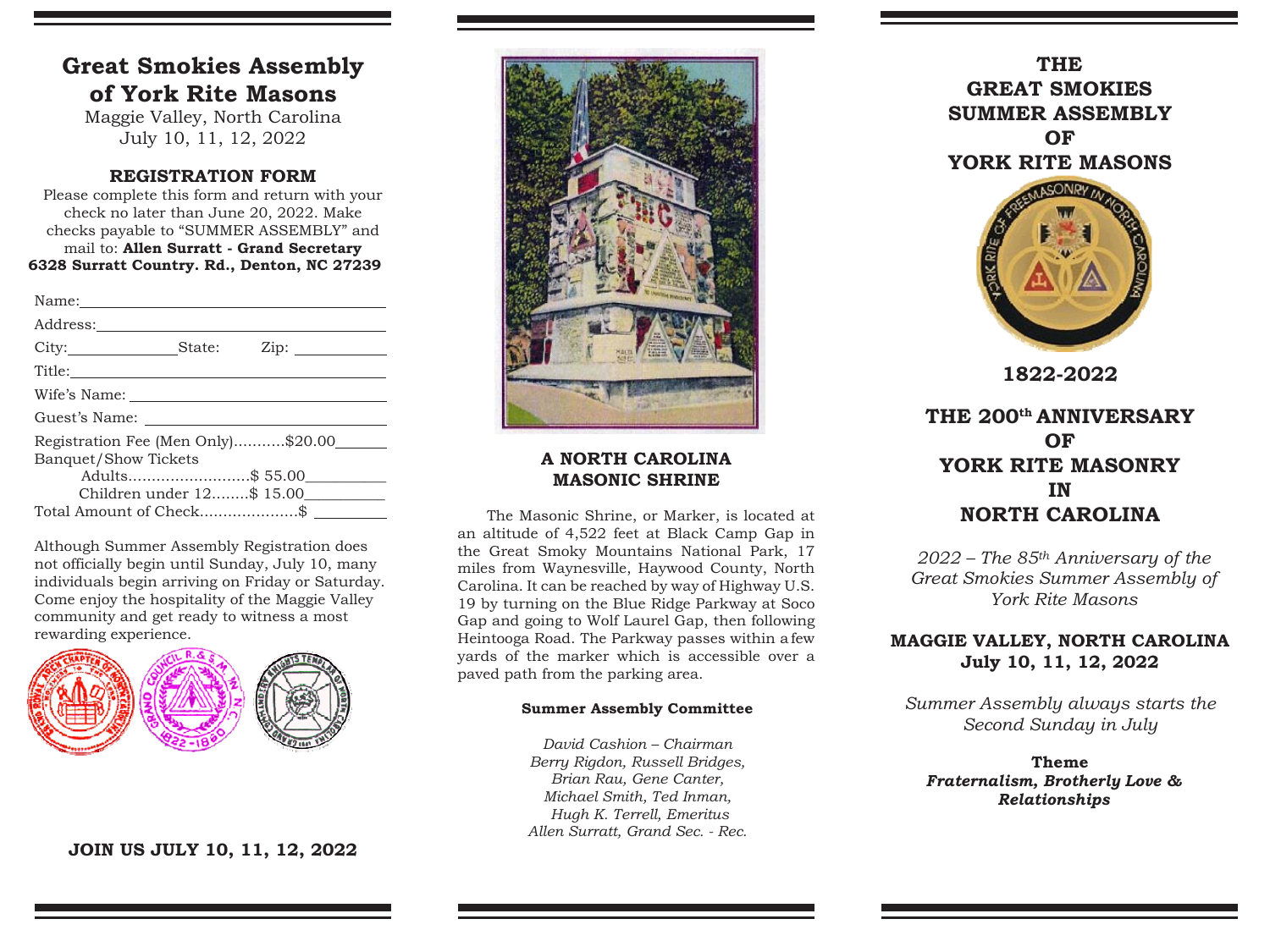# Great Smokies Assembly of York Rite Masons

Maggie Valley, North Carolina
July 10, 11, 12, 2022

## REGISTRATION FORM

Please complete this form and return with your check no later than June 20, 2022. Make checks payable to "SUMMER ASSEMBLY" and mail to: **Allen Surratt - Grand Secretary 6328 Surratt Country. Rd., Denton, NC 27239**

Name: ____________________

Address: ____________________

City: __________ State: Zip: __________

Title: ____________________

Wife's Name: ____________________

Guest's Name: ____________________

Registration Fee (Men Only)...........$20.00______

Banquet/Show Tickets

Adults..........................$ 55.00__________

Children under 12........$ 15.00__________

Total Amount of Check.....................$ __________

Although Summer Assembly Registration does not officially begin until Sunday, July 10, many individuals begin arriving on Friday or Saturday. Come enjoy the hospitality of the Maggie Valley community and get ready to witness a most rewarding experience.

**JOIN US JULY 10, 11, 12, 2022**

## A NORTH CAROLINA MASONIC SHRINE

The Masonic Shrine, or Marker, is located at an altitude of 4,522 feet at Black Camp Gap in the Great Smoky Mountains National Park, 17 miles from Waynesville, Haywood County, North Carolina. It can be reached by way of Highway U.S. 19 by turning on the Blue Ridge Parkway at Soco Gap and going to Wolf Laurel Gap, then following Heintooga Road. The Parkway passes within a few yards of the marker which is accessible over a paved path from the parking area.

**Summer Assembly Committee**

*David Cashion – Chairman*
*Berry Rigdon, Russell Bridges,*
*Brian Rau, Gene Canter,*
*Michael Smith, Ted Inman,*
*Hugh K. Terrell, Emeritus*
*Allen Surratt, Grand Sec. - Rec.*

# THE GREAT SMOKIES SUMMER ASSEMBLY OF YORK RITE MASONS

**1822-2022**

## THE 200th ANNIVERSARY OF YORK RITE MASONRY IN NORTH CAROLINA

*2022 – The 85th Anniversary of the Great Smokies Summer Assembly of York Rite Masons*

**MAGGIE VALLEY, NORTH CAROLINA**
**July 10, 11, 12, 2022**

*Summer Assembly always starts the Second Sunday in July*

**Theme**
***Fraternalism, Brotherly Love & Relationships***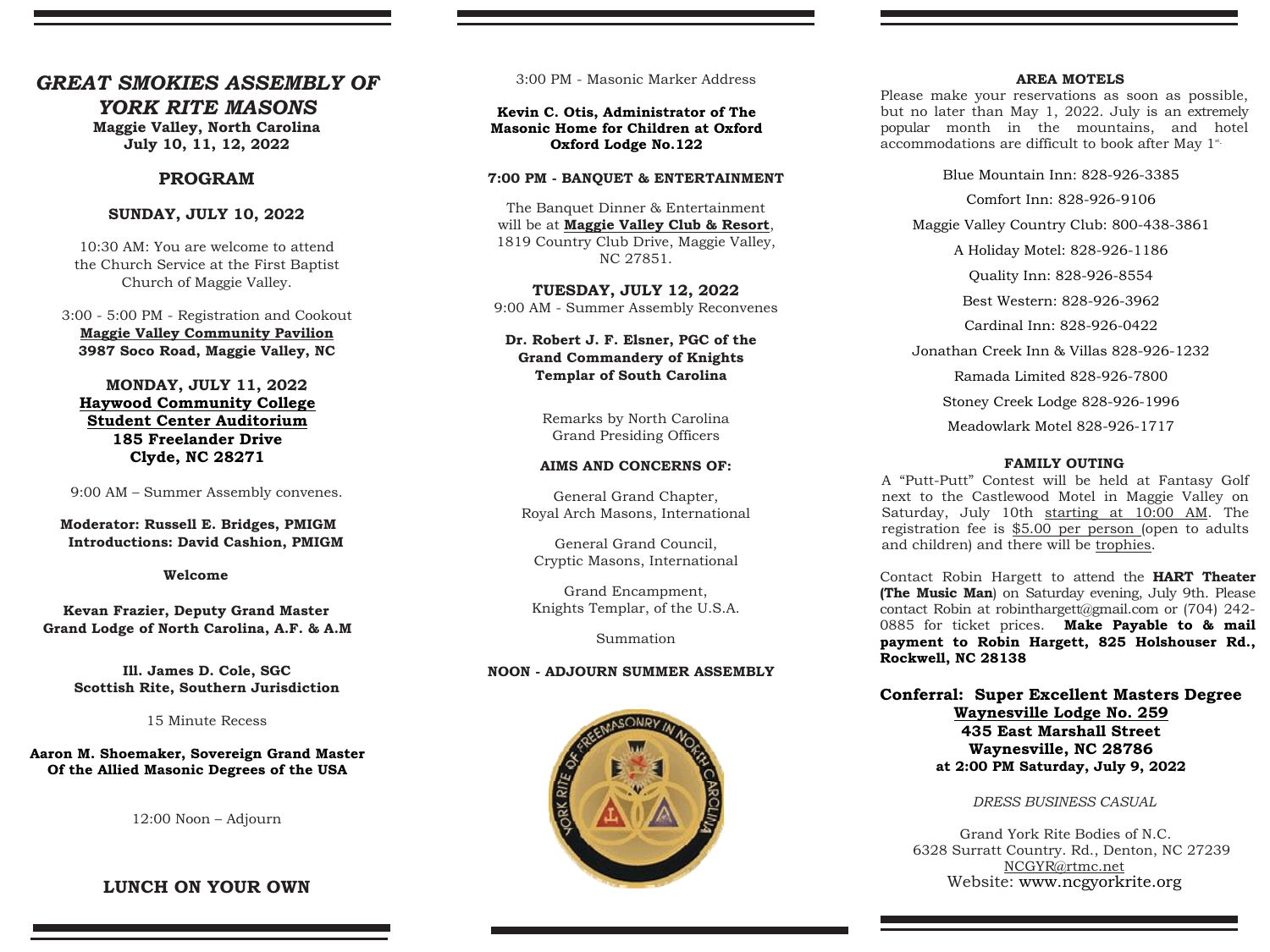# *GREAT SMOKIES ASSEMBLY OF YORK RITE MASONS*

**Maggie Valley, North Carolina**
**July 10, 11, 12, 2022**

## PROGRAM

### SUNDAY, JULY 10, 2022

10:30 AM: You are welcome to attend the Church Service at the First Baptist Church of Maggie Valley.

3:00 - 5:00 PM - Registration and Cookout
**Maggie Valley Community Pavilion**
**3987 Soco Road, Maggie Valley, NC**

### MONDAY, JULY 11, 2022

**Haywood Community College**
**Student Center Auditorium**
**185 Freelander Drive**
**Clyde, NC 28271**

9:00 AM – Summer Assembly convenes.

**Moderator: Russell E. Bridges, PMIGM**
**Introductions: David Cashion, PMIGM**

**Welcome**

**Kevan Frazier, Deputy Grand Master**
**Grand Lodge of North Carolina, A.F. & A.M**

**Ill. James D. Cole, SGC**
**Scottish Rite, Southern Jurisdiction**

15 Minute Recess

**Aaron M. Shoemaker, Sovereign Grand Master**
**Of the Allied Masonic Degrees of the USA**

12:00 Noon – Adjourn

### LUNCH ON YOUR OWN

3:00 PM - Masonic Marker Address

**Kevin C. Otis, Administrator of The Masonic Home for Children at Oxford**
**Oxford Lodge No.122**

**7:00 PM - BANQUET & ENTERTAINMENT**

The Banquet Dinner & Entertainment will be at **Maggie Valley Club & Resort**, 1819 Country Club Drive, Maggie Valley, NC 27851.

### TUESDAY, JULY 12, 2022

9:00 AM - Summer Assembly Reconvenes

**Dr. Robert J. F. Elsner, PGC of the Grand Commandery of Knights Templar of South Carolina**

Remarks by North Carolina Grand Presiding Officers

**AIMS AND CONCERNS OF:**

General Grand Chapter,
Royal Arch Masons, International

General Grand Council,
Cryptic Masons, International

Grand Encampment,
Knights Templar, of the U.S.A.

Summation

**NOON - ADJOURN SUMMER ASSEMBLY**

**AREA MOTELS**

Please make your reservations as soon as possible, but no later than May 1, 2022. July is an extremely popular month in the mountains, and hotel accommodations are difficult to book after May 1st.

Blue Mountain Inn: 828-926-3385

Comfort Inn: 828-926-9106

Maggie Valley Country Club: 800-438-3861

A Holiday Motel: 828-926-1186

Quality Inn: 828-926-8554

Best Western: 828-926-3962

Cardinal Inn: 828-926-0422

Jonathan Creek Inn & Villas 828-926-1232

Ramada Limited 828-926-7800

Stoney Creek Lodge 828-926-1996

Meadowlark Motel 828-926-1717

**FAMILY OUTING**

A "Putt-Putt" Contest will be held at Fantasy Golf next to the Castlewood Motel in Maggie Valley on Saturday, July 10th starting at 10:00 AM. The registration fee is $5.00 per person (open to adults and children) and there will be trophies.

Contact Robin Hargett to attend the **HART Theater (The Music Man**) on Saturday evening, July 9th. Please contact Robin at robinthargett@gmail.com or (704) 242-0885 for ticket prices. **Make Payable to & mail payment to Robin Hargett, 825 Holshouser Rd., Rockwell, NC 28138**

**Conferral: Super Excellent Masters Degree**
**Waynesville Lodge No. 259**
**435 East Marshall Street**
**Waynesville, NC 28786**
**at 2:00 PM Saturday, July 9, 2022**

*DRESS BUSINESS CASUAL*

Grand York Rite Bodies of N.C.
6328 Surratt Country. Rd., Denton, NC 27239
NCGYR@rtmc.net
Website: www.ncgyorkrite.org